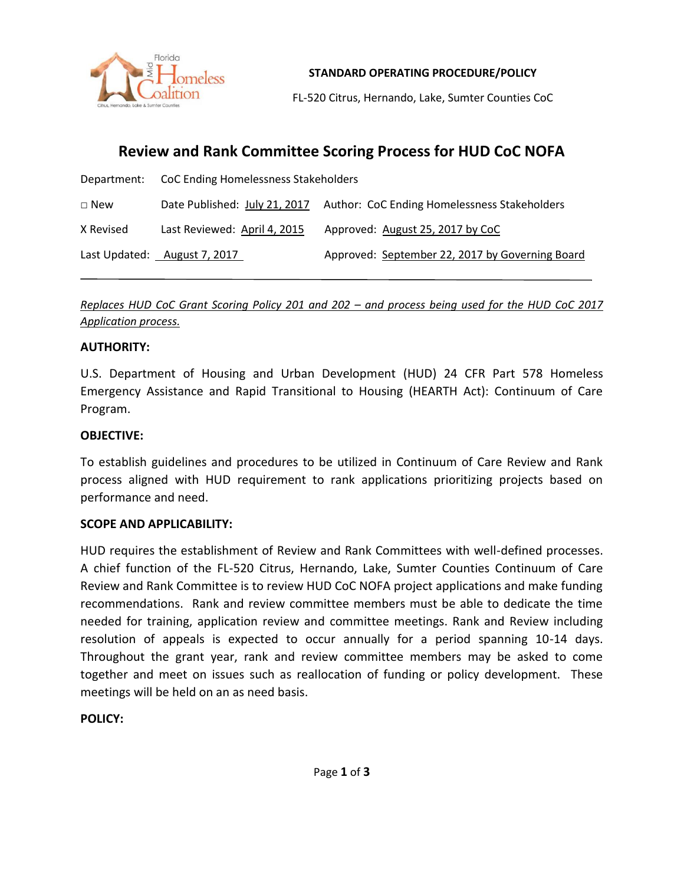**STANDARD OPERATING PROCEDURE/POLICY**

FL-520 Citrus, Hernando, Lake, Sumter Counties CoC

# Review and Rank Committee Scoring Process for HUD CoC NOFA

| | | |
|---|---|---|
| Department: | CoC Ending Homelessness Stakeholders | |
| □ New | Date Published: July 21, 2017 | Author: CoC Ending Homelessness Stakeholders |
| X Revised | Last Reviewed: April 4, 2015 | Approved: August 25, 2017 by CoC |
| Last Updated: August 7, 2017 | | Approved: September 22, 2017 by Governing Board |

---

*Replaces HUD CoC Grant Scoring Policy 201 and 202 – and process being used for the HUD CoC 2017 Application process.*

**AUTHORITY:**

U.S. Department of Housing and Urban Development (HUD) 24 CFR Part 578 Homeless Emergency Assistance and Rapid Transitional to Housing (HEARTH Act): Continuum of Care Program.

**OBJECTIVE:**

To establish guidelines and procedures to be utilized in Continuum of Care Review and Rank process aligned with HUD requirement to rank applications prioritizing projects based on performance and need.

**SCOPE AND APPLICABILITY:**

HUD requires the establishment of Review and Rank Committees with well-defined processes. A chief function of the FL-520 Citrus, Hernando, Lake, Sumter Counties Continuum of Care Review and Rank Committee is to review HUD CoC NOFA project applications and make funding recommendations. Rank and review committee members must be able to dedicate the time needed for training, application review and committee meetings. Rank and Review including resolution of appeals is expected to occur annually for a period spanning 10-14 days. Throughout the grant year, rank and review committee members may be asked to come together and meet on issues such as reallocation of funding or policy development. These meetings will be held on an as need basis.

**POLICY:**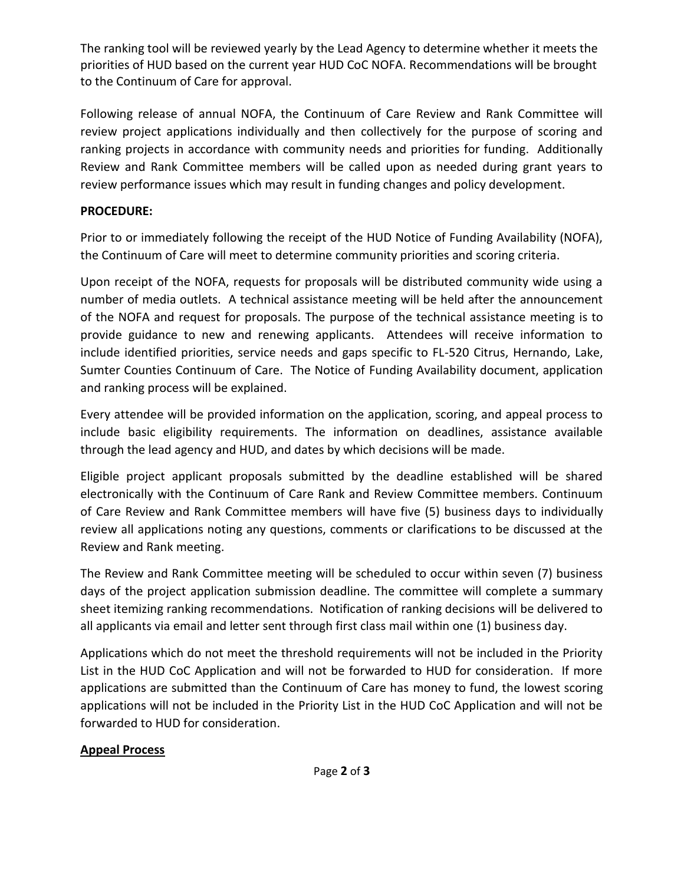The ranking tool will be reviewed yearly by the Lead Agency to determine whether it meets the priorities of HUD based on the current year HUD CoC NOFA. Recommendations will be brought to the Continuum of Care for approval.

Following release of annual NOFA, the Continuum of Care Review and Rank Committee will review project applications individually and then collectively for the purpose of scoring and ranking projects in accordance with community needs and priorities for funding. Additionally Review and Rank Committee members will be called upon as needed during grant years to review performance issues which may result in funding changes and policy development.

**PROCEDURE:**

Prior to or immediately following the receipt of the HUD Notice of Funding Availability (NOFA), the Continuum of Care will meet to determine community priorities and scoring criteria.

Upon receipt of the NOFA, requests for proposals will be distributed community wide using a number of media outlets. A technical assistance meeting will be held after the announcement of the NOFA and request for proposals. The purpose of the technical assistance meeting is to provide guidance to new and renewing applicants. Attendees will receive information to include identified priorities, service needs and gaps specific to FL-520 Citrus, Hernando, Lake, Sumter Counties Continuum of Care. The Notice of Funding Availability document, application and ranking process will be explained.

Every attendee will be provided information on the application, scoring, and appeal process to include basic eligibility requirements. The information on deadlines, assistance available through the lead agency and HUD, and dates by which decisions will be made.

Eligible project applicant proposals submitted by the deadline established will be shared electronically with the Continuum of Care Rank and Review Committee members. Continuum of Care Review and Rank Committee members will have five (5) business days to individually review all applications noting any questions, comments or clarifications to be discussed at the Review and Rank meeting.

The Review and Rank Committee meeting will be scheduled to occur within seven (7) business days of the project application submission deadline. The committee will complete a summary sheet itemizing ranking recommendations. Notification of ranking decisions will be delivered to all applicants via email and letter sent through first class mail within one (1) business day.

Applications which do not meet the threshold requirements will not be included in the Priority List in the HUD CoC Application and will not be forwarded to HUD for consideration. If more applications are submitted than the Continuum of Care has money to fund, the lowest scoring applications will not be included in the Priority List in the HUD CoC Application and will not be forwarded to HUD for consideration.

**Appeal Process**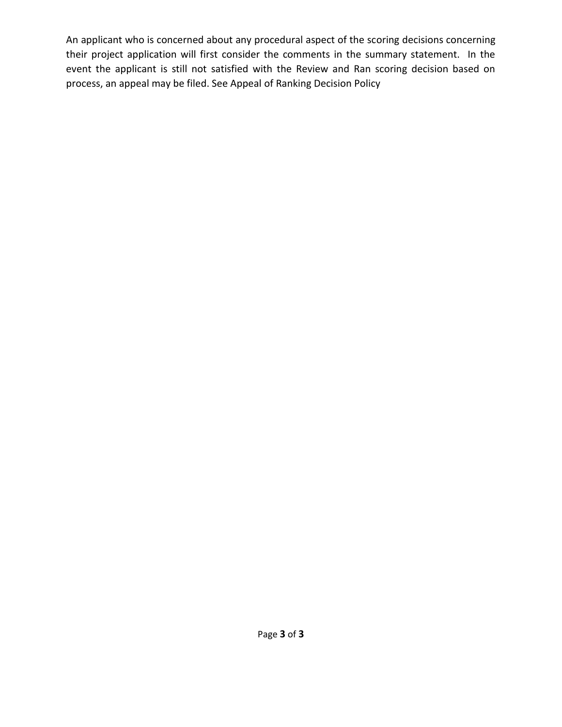An applicant who is concerned about any procedural aspect of the scoring decisions concerning their project application will first consider the comments in the summary statement. In the event the applicant is still not satisfied with the Review and Ran scoring decision based on process, an appeal may be filed. See Appeal of Ranking Decision Policy